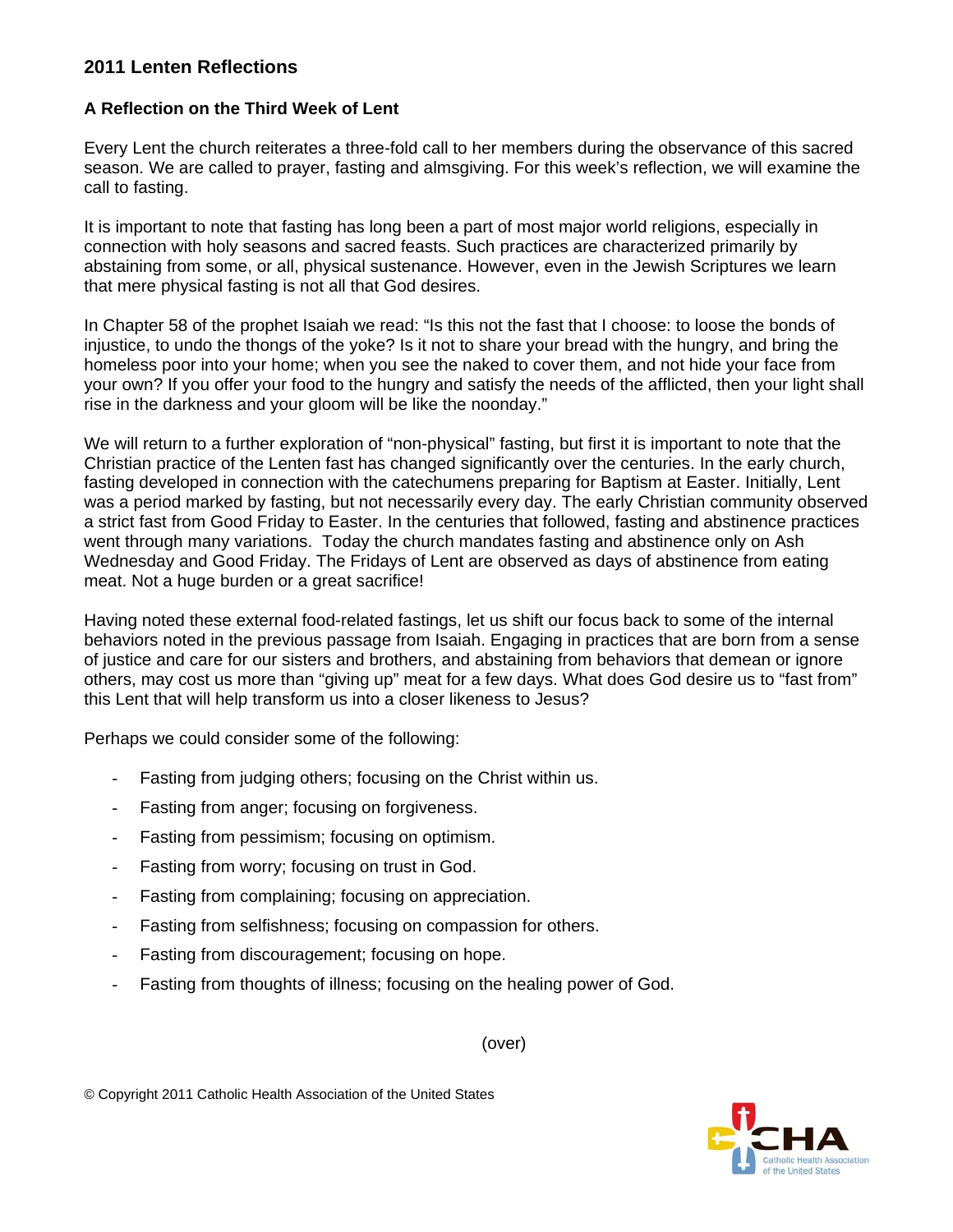## 2011 Lenten Reflections

### A Reflection on the Third Week of Lent

Every Lent the church reiterates a three-fold call to her members during the observance of this sacred season. We are called to prayer, fasting and almsgiving. For this week's reflection, we will examine the call to fasting.

It is important to note that fasting has long been a part of most major world religions, especially in connection with holy seasons and sacred feasts. Such practices are characterized primarily by abstaining from some, or all, physical sustenance. However, even in the Jewish Scriptures we learn that mere physical fasting is not all that God desires.

In Chapter 58 of the prophet Isaiah we read: "Is this not the fast that I choose: to loose the bonds of injustice, to undo the thongs of the yoke? Is it not to share your bread with the hungry, and bring the homeless poor into your home; when you see the naked to cover them, and not hide your face from your own? If you offer your food to the hungry and satisfy the needs of the afflicted, then your light shall rise in the darkness and your gloom will be like the noonday."

We will return to a further exploration of "non-physical" fasting, but first it is important to note that the Christian practice of the Lenten fast has changed significantly over the centuries. In the early church, fasting developed in connection with the catechumens preparing for Baptism at Easter. Initially, Lent was a period marked by fasting, but not necessarily every day. The early Christian community observed a strict fast from Good Friday to Easter. In the centuries that followed, fasting and abstinence practices went through many variations. Today the church mandates fasting and abstinence only on Ash Wednesday and Good Friday. The Fridays of Lent are observed as days of abstinence from eating meat. Not a huge burden or a great sacrifice!

Having noted these external food-related fastings, let us shift our focus back to some of the internal behaviors noted in the previous passage from Isaiah. Engaging in practices that are born from a sense of justice and care for our sisters and brothers, and abstaining from behaviors that demean or ignore others, may cost us more than "giving up" meat for a few days. What does God desire us to "fast from" this Lent that will help transform us into a closer likeness to Jesus?

Perhaps we could consider some of the following:

- Fasting from judging others; focusing on the Christ within us.
- Fasting from anger; focusing on forgiveness.
- Fasting from pessimism; focusing on optimism.
- Fasting from worry; focusing on trust in God.
- Fasting from complaining; focusing on appreciation.
- Fasting from selfishness; focusing on compassion for others.
- Fasting from discouragement; focusing on hope.
- Fasting from thoughts of illness; focusing on the healing power of God.

(over)

© Copyright 2011 Catholic Health Association of the United States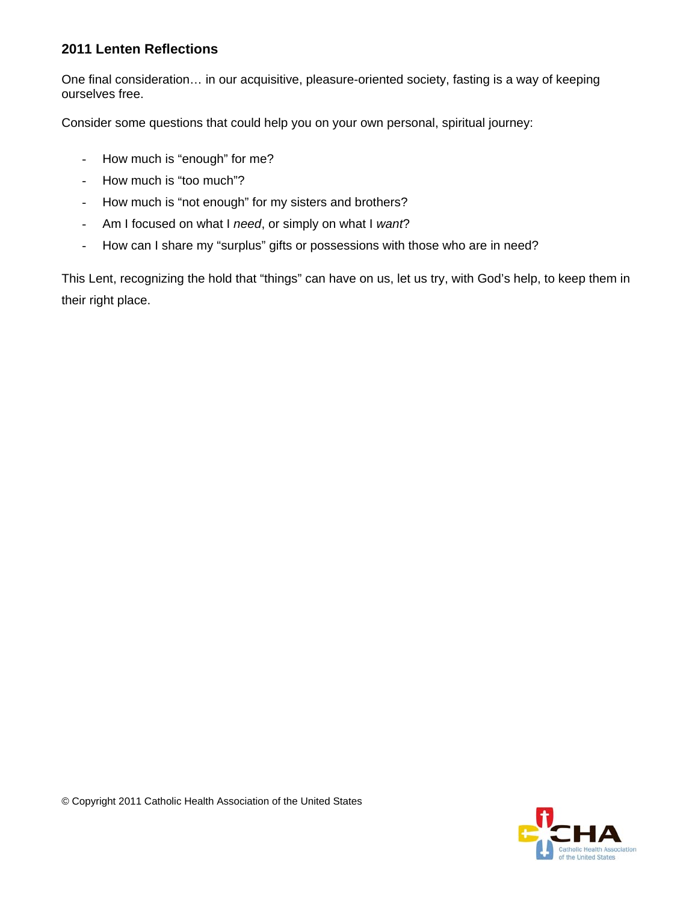One final consideration… in our acquisitive, pleasure-oriented society, fasting is a way of keeping ourselves free.

Consider some questions that could help you on your own personal, spiritual journey:

- How much is "enough" for me?
- How much is "too much"?
- How much is "not enough" for my sisters and brothers?
- Am I focused on what I *need*, or simply on what I *want*?
- How can I share my "surplus" gifts or possessions with those who are in need?

This Lent, recognizing the hold that "things" can have on us, let us try, with God's help, to keep them in their right place.